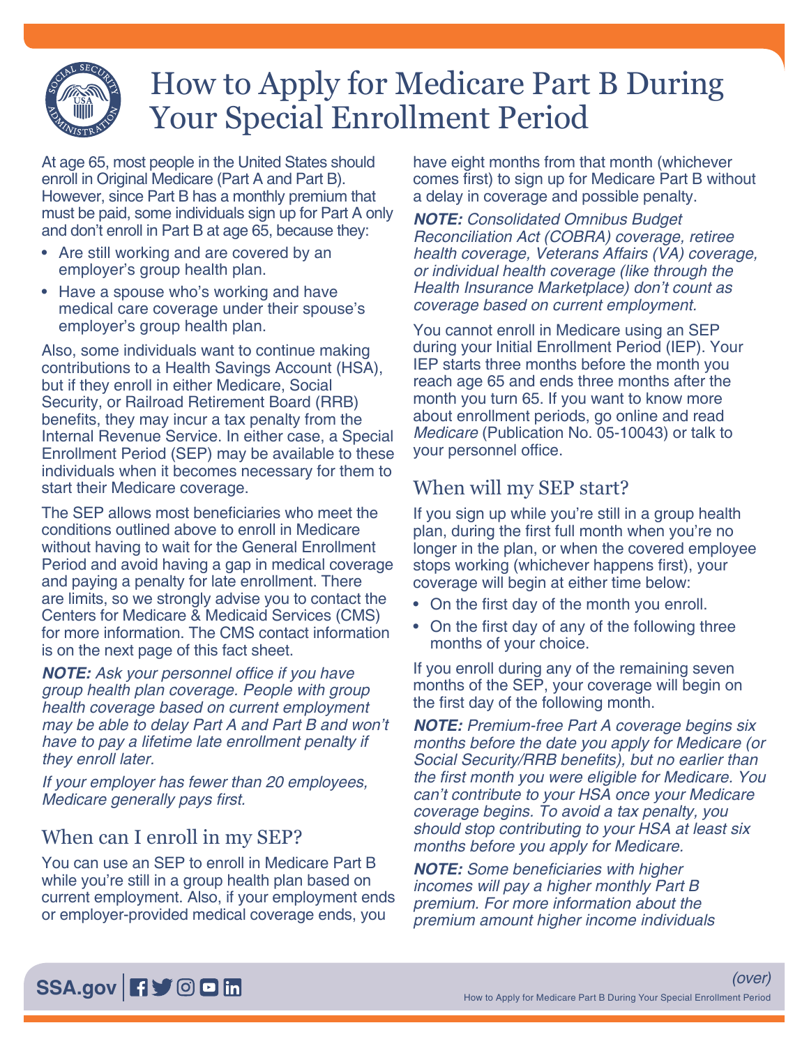# How to Apply for Medicare Part B During Your Special Enrollment Period

At age 65, most people in the United States should enroll in Original Medicare (Part A and Part B). However, since Part B has a monthly premium that must be paid, some individuals sign up for Part A only and don't enroll in Part B at age 65, because they:

- Are still working and are covered by an employer's group health plan.
- Have a spouse who's working and have medical care coverage under their spouse's employer's group health plan.

Also, some individuals want to continue making contributions to a Health Savings Account (HSA), but if they enroll in either Medicare, Social Security, or Railroad Retirement Board (RRB) benefits, they may incur a tax penalty from the Internal Revenue Service. In either case, a Special Enrollment Period (SEP) may be available to these individuals when it becomes necessary for them to start their Medicare coverage.

The SEP allows most beneficiaries who meet the conditions outlined above to enroll in Medicare without having to wait for the General Enrollment Period and avoid having a gap in medical coverage and paying a penalty for late enrollment. There are limits, so we strongly advise you to contact the Centers for Medicare & Medicaid Services (CMS) for more information. The CMS contact information is on the next page of this fact sheet.

***NOTE:*** *Ask your personnel office if you have group health plan coverage. People with group health coverage based on current employment may be able to delay Part A and Part B and won't have to pay a lifetime late enrollment penalty if they enroll later.*

*If your employer has fewer than 20 employees, Medicare generally pays first.*

## When can I enroll in my SEP?

You can use an SEP to enroll in Medicare Part B while you're still in a group health plan based on current employment. Also, if your employment ends or employer-provided medical coverage ends, you have eight months from that month (whichever comes first) to sign up for Medicare Part B without a delay in coverage and possible penalty.

***NOTE:*** *Consolidated Omnibus Budget Reconciliation Act (COBRA) coverage, retiree health coverage, Veterans Affairs (VA) coverage, or individual health coverage (like through the Health Insurance Marketplace) don't count as coverage based on current employment.*

You cannot enroll in Medicare using an SEP during your Initial Enrollment Period (IEP). Your IEP starts three months before the month you reach age 65 and ends three months after the month you turn 65. If you want to know more about enrollment periods, go online and read *Medicare* (Publication No. 05-10043) or talk to your personnel office.

## When will my SEP start?

If you sign up while you're still in a group health plan, during the first full month when you're no longer in the plan, or when the covered employee stops working (whichever happens first), your coverage will begin at either time below:

- On the first day of the month you enroll.
- On the first day of any of the following three months of your choice.

If you enroll during any of the remaining seven months of the SEP, your coverage will begin on the first day of the following month.

***NOTE:*** *Premium-free Part A coverage begins six months before the date you apply for Medicare (or Social Security/RRB benefits), but no earlier than the first month you were eligible for Medicare. You can't contribute to your HSA once your Medicare coverage begins. To avoid a tax penalty, you should stop contributing to your HSA at least six months before you apply for Medicare.*

***NOTE:*** *Some beneficiaries with higher incomes will pay a higher monthly Part B premium. For more information about the premium amount higher income individuals*

(over)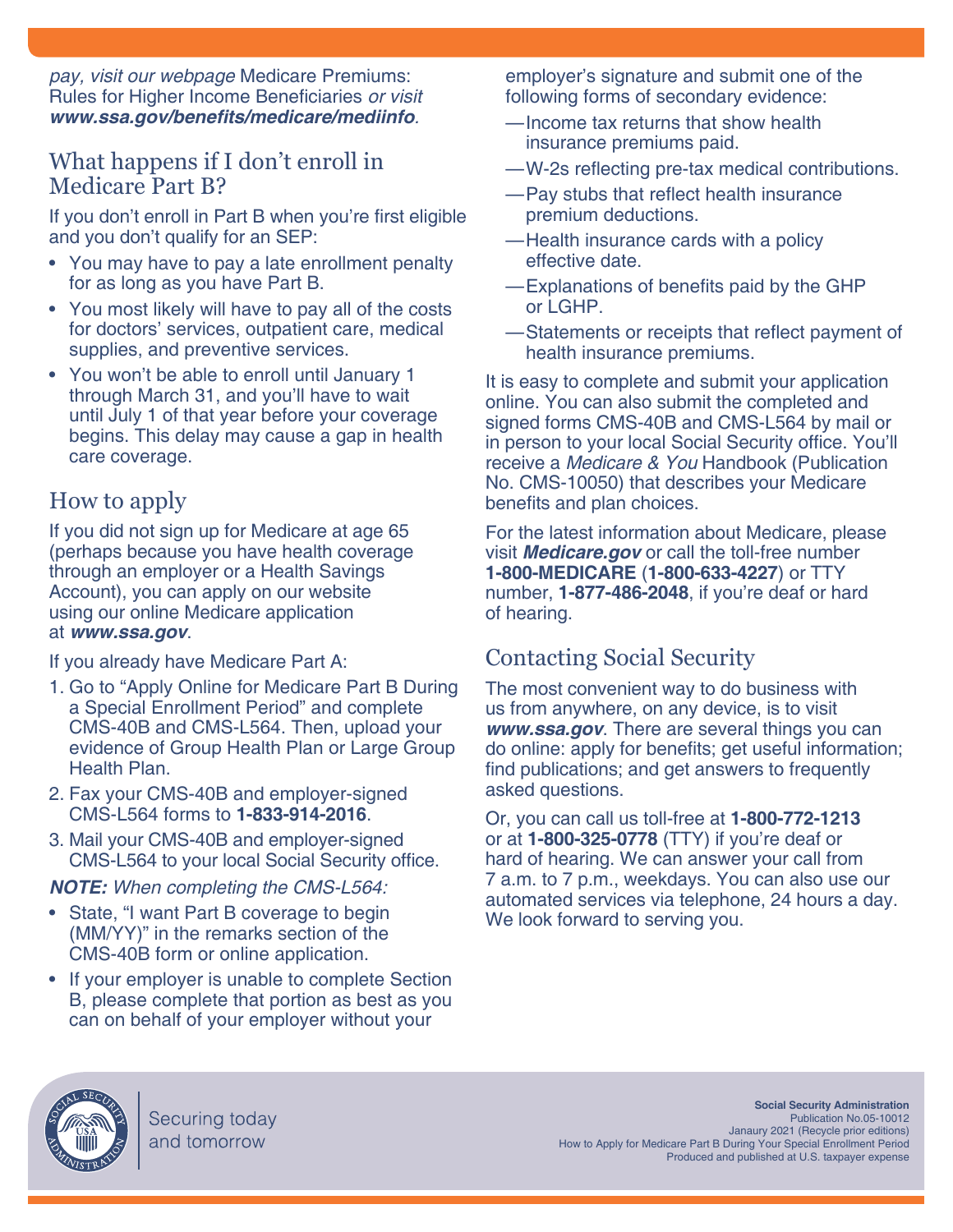*pay, visit our webpage* Medicare Premiums: Rules for Higher Income Beneficiaries *or visit **www.ssa.gov/benefits/medicare/mediinfo**.*

## What happens if I don't enroll in Medicare Part B?

If you don't enroll in Part B when you're first eligible and you don't qualify for an SEP:

- You may have to pay a late enrollment penalty for as long as you have Part B.
- You most likely will have to pay all of the costs for doctors' services, outpatient care, medical supplies, and preventive services.
- You won't be able to enroll until January 1 through March 31, and you'll have to wait until July 1 of that year before your coverage begins. This delay may cause a gap in health care coverage.

## How to apply

If you did not sign up for Medicare at age 65 (perhaps because you have health coverage through an employer or a Health Savings Account), you can apply on our website using our online Medicare application at ***www.ssa.gov***.

If you already have Medicare Part A:

1. Go to "Apply Online for Medicare Part B During a Special Enrollment Period" and complete CMS-40B and CMS-L564. Then, upload your evidence of Group Health Plan or Large Group Health Plan.
2. Fax your CMS-40B and employer-signed CMS-L564 forms to **1-833-914-2016**.
3. Mail your CMS-40B and employer-signed CMS-L564 to your local Social Security office.

***NOTE:*** *When completing the CMS-L564:*

- State, "I want Part B coverage to begin (MM/YY)" in the remarks section of the CMS-40B form or online application.
- If your employer is unable to complete Section B, please complete that portion as best as you can on behalf of your employer without your employer's signature and submit one of the following forms of secondary evidence:
  - —Income tax returns that show health insurance premiums paid.
  - —W-2s reflecting pre-tax medical contributions.
  - —Pay stubs that reflect health insurance premium deductions.
  - —Health insurance cards with a policy effective date.
  - —Explanations of benefits paid by the GHP or LGHP.
  - —Statements or receipts that reflect payment of health insurance premiums.

It is easy to complete and submit your application online. You can also submit the completed and signed forms CMS-40B and CMS-L564 by mail or in person to your local Social Security office. You'll receive a *Medicare & You* Handbook (Publication No. CMS-10050) that describes your Medicare benefits and plan choices.

For the latest information about Medicare, please visit ***Medicare.gov*** or call the toll-free number **1-800-MEDICARE** (**1-800-633-4227**) or TTY number, **1-877-486-2048**, if you're deaf or hard of hearing.

## Contacting Social Security

The most convenient way to do business with us from anywhere, on any device, is to visit ***www.ssa.gov***. There are several things you can do online: apply for benefits; get useful information; find publications; and get answers to frequently asked questions.

Or, you can call us toll-free at **1-800-772-1213** or at **1-800-325-0778** (TTY) if you're deaf or hard of hearing. We can answer your call from 7 a.m. to 7 p.m., weekdays. You can also use our automated services via telephone, 24 hours a day. We look forward to serving you.

Securing today and tomorrow

**Social Security Administration**
Publication No.05-10012
Janaury 2021 (Recycle prior editions)
How to Apply for Medicare Part B During Your Special Enrollment Period
Produced and published at U.S. taxpayer expense